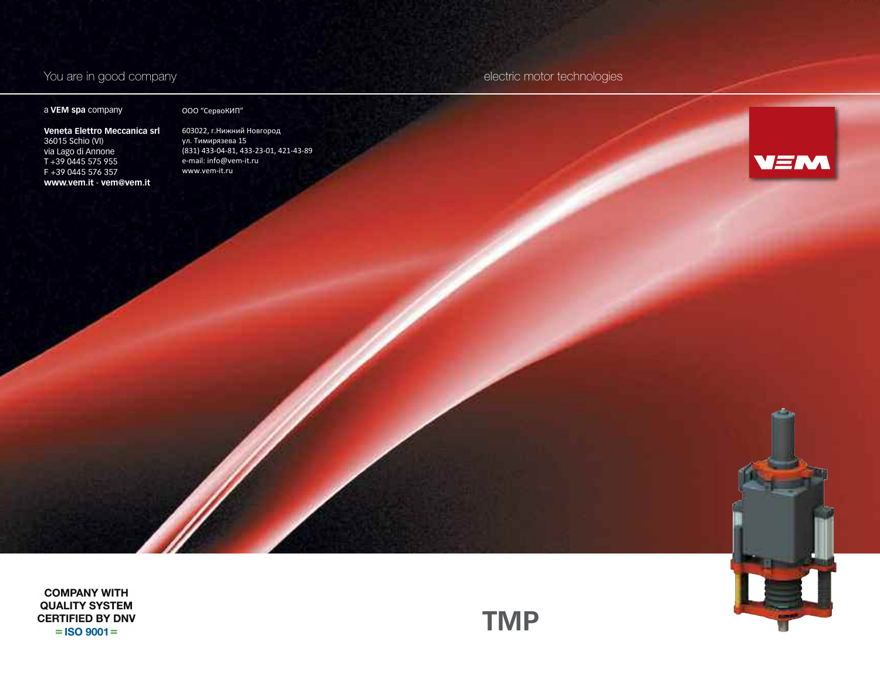You are in good company

electric motor technologies

a **VEM spa** company

**Veneta Elettro Meccanica srl**
36015 Schio (VI)
via Lago di Annone
T +39 0445 575 955
F +39 0445 576 357
**www.vem.it** - **vem@vem.it**

ООО "СервоКИП"

603022, г.Нижний Новгород
ул. Тимирязева 15
(831) 433-04-81, 433-23-01, 421-43-89
e-mail: info@vem-it.ru
www.vem-it.ru

VEM

**COMPANY WITH QUALITY SYSTEM CERTIFIED BY DNV**
**= ISO 9001 =**

# TMP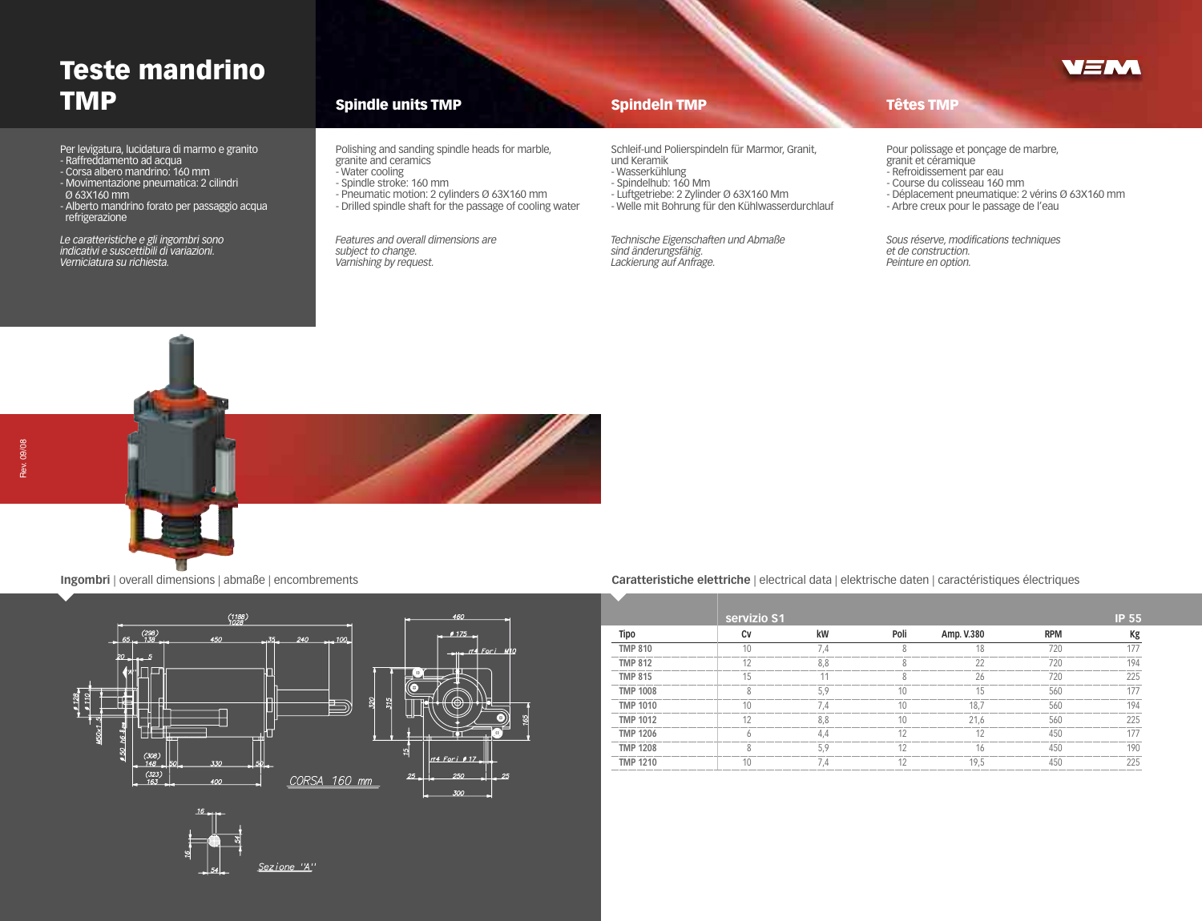# Teste mandrino TMP

## Spindle units TMP

## Spindeln TMP

## Têtes TMP

Per levigatura, lucidatura di marmo e granito
- Raffreddamento ad acqua
- Corsa albero mandrino: 160 mm
- Movimentazione pneumatica: 2 cilindri Ø 63X160 mm
- Alberto mandrino forato per passaggio acqua refrigerazione

*Le caratteristiche e gli ingombri sono indicativi e suscettibili di variazioni. Verniciatura su richiesta.*

Polishing and sanding spindle heads for marble, granite and ceramics
- Water cooling
- Spindle stroke: 160 mm
- Pneumatic motion: 2 cylinders Ø 63X160 mm
- Drilled spindle shaft for the passage of cooling water

*Features and overall dimensions are subject to change. Varnishing by request.*

Schleif-und Polierspindeln für Marmor, Granit, und Keramik
- Wasserkühlung
- Spindelhub: 160 Mm
- Luftgetriebe: 2 Zylinder Ø 63X160 Mm
- Welle mit Bohrung für den Kühlwasserdurchlauf

*Technische Eigenschaften und Abmaße sind änderungsfähig. Lackierung auf Anfrage.*

Pour polissage et ponçage de marbre, granit et céramique
- Refroidissement par eau
- Course du colisseau 160 mm
- Déplacement pneumatique: 2 vérins Ø 63X160 mm
- Arbre creux pour le passage de l'eau

*Sous réserve, modifications techniques et de construction. Peinture en option.*

**Ingombri** | overall dimensions | abmaße | encombrements

CORSA 160 mm

Sezione "A"

**Caratteristiche elettriche** | electrical data | elektrische daten | caractéristiques électriques

| | servizio S1 | | | | | IP 55 |
|---|---|---|---|---|---|---|
| **Tipo** | **Cv** | **kW** | **Poli** | **Amp. V.380** | **RPM** | **Kg** |
| TMP 810 | 10 | 7,4 | 8 | 18 | 720 | 177 |
| TMP 812 | 12 | 8,8 | 8 | 22 | 720 | 194 |
| TMP 815 | 15 | 11 | 8 | 26 | 720 | 225 |
| TMP 1008 | 8 | 5,9 | 10 | 15 | 560 | 177 |
| TMP 1010 | 10 | 7,4 | 10 | 18,7 | 560 | 194 |
| TMP 1012 | 12 | 8,8 | 10 | 21,6 | 560 | 225 |
| TMP 1206 | 6 | 4,4 | 12 | 12 | 450 | 177 |
| TMP 1208 | 8 | 5,9 | 12 | 16 | 450 | 190 |
| TMP 1210 | 10 | 7,4 | 12 | 19,5 | 450 | 225 |